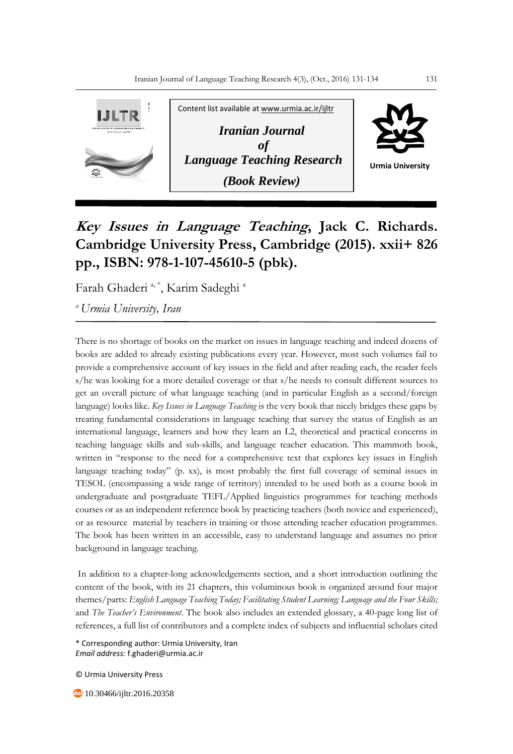Content list available at www.urmia.ac.ir/ijltr

**Iranian Journal of Language Teaching Research**

**(Book Review)**

Urmia University

# *Key Issues in Language Teaching*, Jack C. Richards. Cambridge University Press, Cambridge (2015). xxii+ 826 pp., ISBN: 978-1-107-45610-5 (pbk).

Farah Ghaderi [a, *], Karim Sadeghi [a]

[a] *Urmia University, Iran*

There is no shortage of books on the market on issues in language teaching and indeed dozens of books are added to already existing publications every year. However, most such volumes fail to provide a comprehensive account of key issues in the field and after reading each, the reader feels s/he was looking for a more detailed coverage or that s/he needs to consult different sources to get an overall picture of what language teaching (and in particular English as a second/foreign language) looks like. *Key Issues in Language Teaching* is the very book that nicely bridges these gaps by treating fundamental considerations in language teaching that survey the status of English as an international language, learners and how they learn an L2, theoretical and practical concerns in teaching language skills and sub-skills, and language teacher education. This mammoth book, written in "response to the need for a comprehensive text that explores key issues in English language teaching today" (p. xx), is most probably the first full coverage of seminal issues in TESOL (encompassing a wide range of territory) intended to be used both as a course book in undergraduate and postgraduate TEFL/Applied linguistics programmes for teaching methods courses or as an independent reference book by practicing teachers (both novice and experienced), or as resource material by teachers in training or those attending teacher education programmes. The book has been written in an accessible, easy to understand language and assumes no prior background in language teaching.

In addition to a chapter-long acknowledgements section, and a short introduction outlining the content of the book, with its 21 chapters, this voluminous book is organized around four major themes/parts: *English Language Teaching Today; Facilitating Student Learning; Language and the Four Skills;* and *The Teacher's Environment*. The book also includes an extended glossary, a 40-page long list of references, a full list of contributors and a complete index of subjects and influential scholars cited

\* Corresponding author: Urmia University, Iran
*Email address:* f.ghaderi@urmia.ac.ir

© Urmia University Press

10.30466/ijltr.2016.20358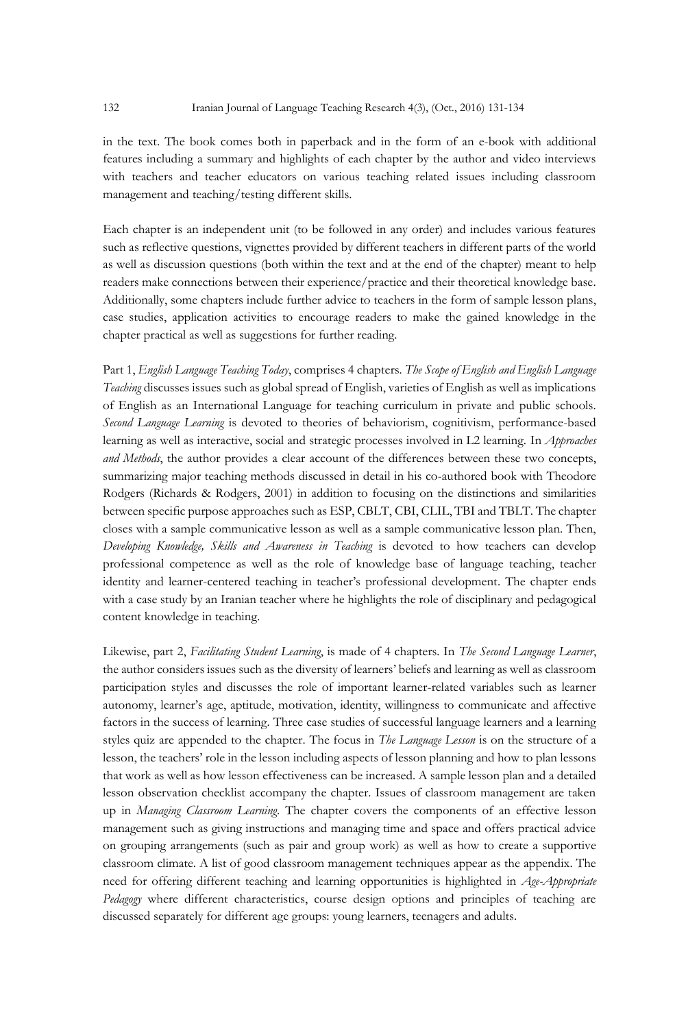in the text. The book comes both in paperback and in the form of an e-book with additional features including a summary and highlights of each chapter by the author and video interviews with teachers and teacher educators on various teaching related issues including classroom management and teaching/testing different skills.

Each chapter is an independent unit (to be followed in any order) and includes various features such as reflective questions, vignettes provided by different teachers in different parts of the world as well as discussion questions (both within the text and at the end of the chapter) meant to help readers make connections between their experience/practice and their theoretical knowledge base. Additionally, some chapters include further advice to teachers in the form of sample lesson plans, case studies, application activities to encourage readers to make the gained knowledge in the chapter practical as well as suggestions for further reading.

Part 1, *English Language Teaching Today*, comprises 4 chapters. *The Scope of English and English Language Teaching* discusses issues such as global spread of English, varieties of English as well as implications of English as an International Language for teaching curriculum in private and public schools. *Second Language Learning* is devoted to theories of behaviorism, cognitivism, performance-based learning as well as interactive, social and strategic processes involved in L2 learning. In *Approaches and Methods*, the author provides a clear account of the differences between these two concepts, summarizing major teaching methods discussed in detail in his co-authored book with Theodore Rodgers (Richards & Rodgers, 2001) in addition to focusing on the distinctions and similarities between specific purpose approaches such as ESP, CBLT, CBI, CLIL, TBI and TBLT. The chapter closes with a sample communicative lesson as well as a sample communicative lesson plan. Then, *Developing Knowledge, Skills and Awareness in Teaching* is devoted to how teachers can develop professional competence as well as the role of knowledge base of language teaching, teacher identity and learner-centered teaching in teacher's professional development. The chapter ends with a case study by an Iranian teacher where he highlights the role of disciplinary and pedagogical content knowledge in teaching.

Likewise, part 2, *Facilitating Student Learning*, is made of 4 chapters. In *The Second Language Learner*, the author considers issues such as the diversity of learners' beliefs and learning as well as classroom participation styles and discusses the role of important learner-related variables such as learner autonomy, learner's age, aptitude, motivation, identity, willingness to communicate and affective factors in the success of learning. Three case studies of successful language learners and a learning styles quiz are appended to the chapter. The focus in *The Language Lesson* is on the structure of a lesson, the teachers' role in the lesson including aspects of lesson planning and how to plan lessons that work as well as how lesson effectiveness can be increased. A sample lesson plan and a detailed lesson observation checklist accompany the chapter. Issues of classroom management are taken up in *Managing Classroom Learning*. The chapter covers the components of an effective lesson management such as giving instructions and managing time and space and offers practical advice on grouping arrangements (such as pair and group work) as well as how to create a supportive classroom climate. A list of good classroom management techniques appear as the appendix. The need for offering different teaching and learning opportunities is highlighted in *Age-Appropriate Pedagogy* where different characteristics, course design options and principles of teaching are discussed separately for different age groups: young learners, teenagers and adults.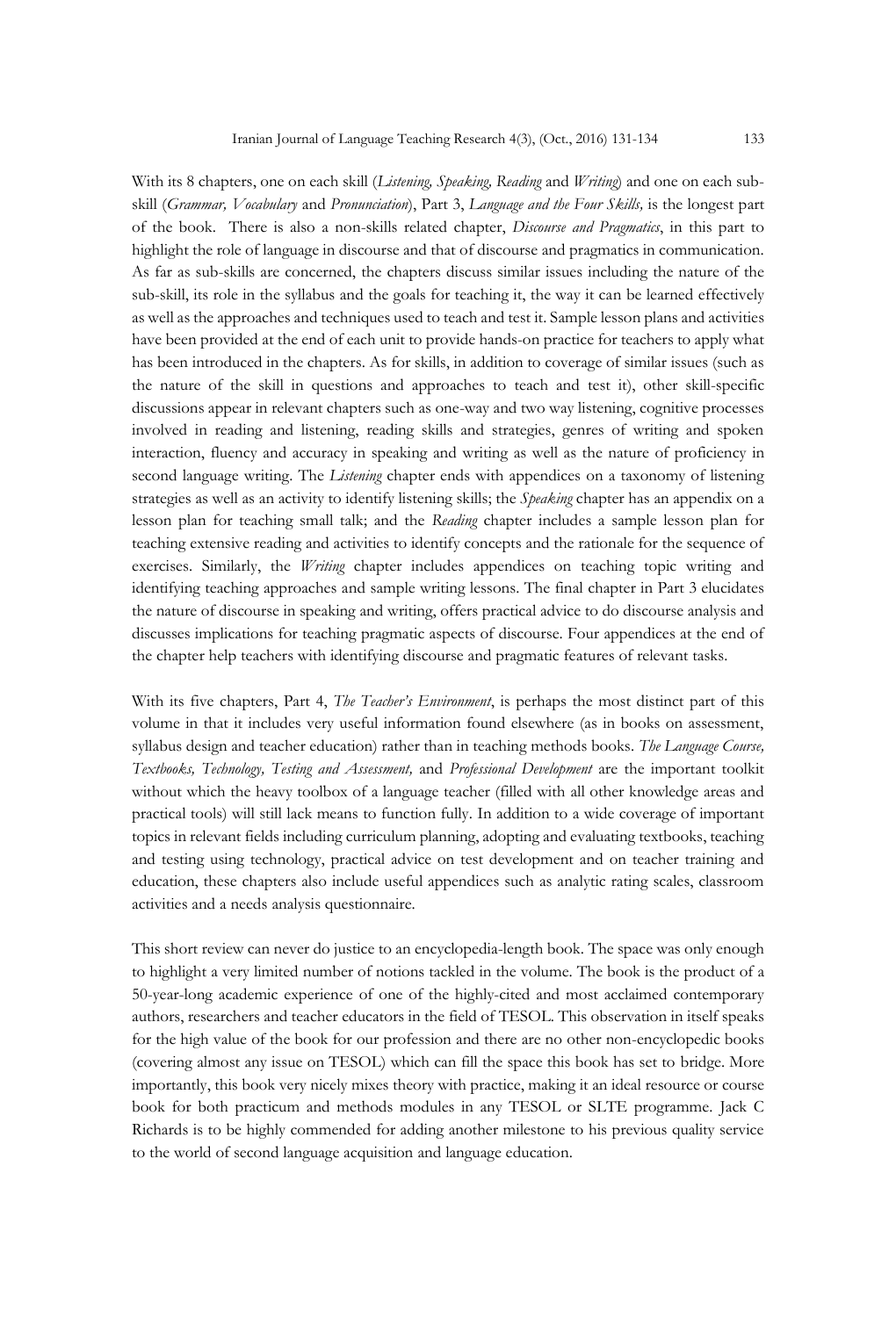With its 8 chapters, one on each skill (*Listening, Speaking, Reading* and *Writing*) and one on each sub-skill (*Grammar, Vocabulary* and *Pronunciation*), Part 3, *Language and the Four Skills,* is the longest part of the book. There is also a non-skills related chapter, *Discourse and Pragmatics*, in this part to highlight the role of language in discourse and that of discourse and pragmatics in communication. As far as sub-skills are concerned, the chapters discuss similar issues including the nature of the sub-skill, its role in the syllabus and the goals for teaching it, the way it can be learned effectively as well as the approaches and techniques used to teach and test it. Sample lesson plans and activities have been provided at the end of each unit to provide hands-on practice for teachers to apply what has been introduced in the chapters. As for skills, in addition to coverage of similar issues (such as the nature of the skill in questions and approaches to teach and test it), other skill-specific discussions appear in relevant chapters such as one-way and two way listening, cognitive processes involved in reading and listening, reading skills and strategies, genres of writing and spoken interaction, fluency and accuracy in speaking and writing as well as the nature of proficiency in second language writing. The *Listening* chapter ends with appendices on a taxonomy of listening strategies as well as an activity to identify listening skills; the *Speaking* chapter has an appendix on a lesson plan for teaching small talk; and the *Reading* chapter includes a sample lesson plan for teaching extensive reading and activities to identify concepts and the rationale for the sequence of exercises. Similarly, the *Writing* chapter includes appendices on teaching topic writing and identifying teaching approaches and sample writing lessons. The final chapter in Part 3 elucidates the nature of discourse in speaking and writing, offers practical advice to do discourse analysis and discusses implications for teaching pragmatic aspects of discourse. Four appendices at the end of the chapter help teachers with identifying discourse and pragmatic features of relevant tasks.

With its five chapters, Part 4, *The Teacher's Environment*, is perhaps the most distinct part of this volume in that it includes very useful information found elsewhere (as in books on assessment, syllabus design and teacher education) rather than in teaching methods books. *The Language Course, Textbooks, Technology, Testing and Assessment,* and *Professional Development* are the important toolkit without which the heavy toolbox of a language teacher (filled with all other knowledge areas and practical tools) will still lack means to function fully. In addition to a wide coverage of important topics in relevant fields including curriculum planning, adopting and evaluating textbooks, teaching and testing using technology, practical advice on test development and on teacher training and education, these chapters also include useful appendices such as analytic rating scales, classroom activities and a needs analysis questionnaire.

This short review can never do justice to an encyclopedia-length book. The space was only enough to highlight a very limited number of notions tackled in the volume. The book is the product of a 50-year-long academic experience of one of the highly-cited and most acclaimed contemporary authors, researchers and teacher educators in the field of TESOL. This observation in itself speaks for the high value of the book for our profession and there are no other non-encyclopedic books (covering almost any issue on TESOL) which can fill the space this book has set to bridge. More importantly, this book very nicely mixes theory with practice, making it an ideal resource or course book for both practicum and methods modules in any TESOL or SLTE programme. Jack C Richards is to be highly commended for adding another milestone to his previous quality service to the world of second language acquisition and language education.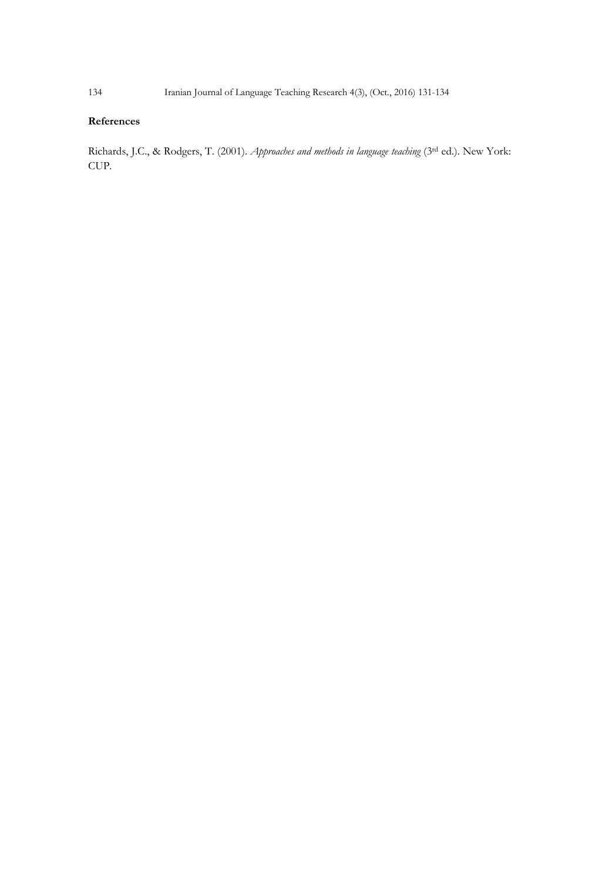**References**

Richards, J.C., & Rodgers, T. (2001). *Approaches and methods in language teaching* (3rd ed.). New York: CUP.